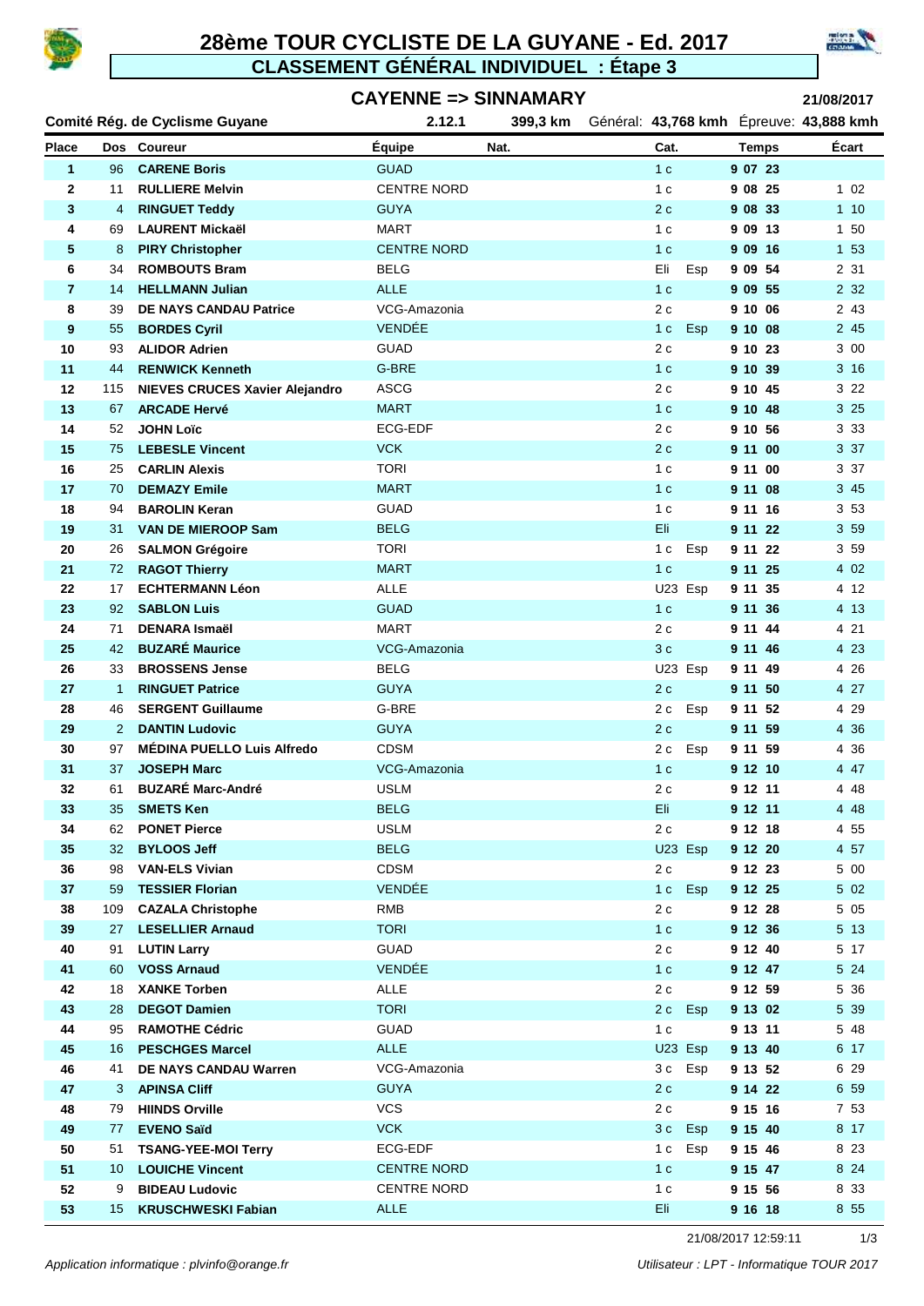# 28ème TOUR CYCLISTE DE LA GUYANE - Ed. 2017

## CLASSEMENT GÉNÉRAL INDIVIDUEL : Étape 3

### CAYENNE => SINNAMARY

21/08/2017

Comité Rég. de Cyclisme Guyane | 2.12.1 | 399,3 km | Général: **43,768 kmh** Épreuve: **43,888 kmh**

| Place | Dos | Coureur | Équipe | Nat. | Cat. | Temps | Écart |
|---|---|---|---|---|---|---|---|
| 1 | 96 | **CARENE Boris** | GUAD | | 1 c | **9 07 23** | |
| 2 | 11 | **RULLIERE Melvin** | CENTRE NORD | | 1 c | **9 08 25** | 1 02 |
| 3 | 4 | **RINGUET Teddy** | GUYA | | 2 c | **9 08 33** | 1 10 |
| 4 | 69 | **LAURENT Mickaël** | MART | | 1 c | **9 09 13** | 1 50 |
| 5 | 8 | **PIRY Christopher** | CENTRE NORD | | 1 c | **9 09 16** | 1 53 |
| 6 | 34 | **ROMBOUTS Bram** | BELG | | Eli Esp | **9 09 54** | 2 31 |
| 7 | 14 | **HELLMANN Julian** | ALLE | | 1 c | **9 09 55** | 2 32 |
| 8 | 39 | **DE NAYS CANDAU Patrice** | VCG-Amazonia | | 2 c | **9 10 06** | 2 43 |
| 9 | 55 | **BORDES Cyril** | VENDÉE | | 1 c Esp | **9 10 08** | 2 45 |
| 10 | 93 | **ALIDOR Adrien** | GUAD | | 2 c | **9 10 23** | 3 00 |
| 11 | 44 | **RENWICK Kenneth** | G-BRE | | 1 c | **9 10 39** | 3 16 |
| 12 | 115 | **NIEVES CRUCES Xavier Alejandro** | ASCG | | 2 c | **9 10 45** | 3 22 |
| 13 | 67 | **ARCADE Hervé** | MART | | 1 c | **9 10 48** | 3 25 |
| 14 | 52 | **JOHN Loïc** | ECG-EDF | | 2 c | **9 10 56** | 3 33 |
| 15 | 75 | **LEBESLE Vincent** | VCK | | 2 c | **9 11 00** | 3 37 |
| 16 | 25 | **CARLIN Alexis** | TORI | | 1 c | **9 11 00** | 3 37 |
| 17 | 70 | **DEMAZY Emile** | MART | | 1 c | **9 11 08** | 3 45 |
| 18 | 94 | **BAROLIN Keran** | GUAD | | 1 c | **9 11 16** | 3 53 |
| 19 | 31 | **VAN DE MIEROOP Sam** | BELG | | Eli | **9 11 22** | 3 59 |
| 20 | 26 | **SALMON Grégoire** | TORI | | 1 c Esp | **9 11 22** | 3 59 |
| 21 | 72 | **RAGOT Thierry** | MART | | 1 c | **9 11 25** | 4 02 |
| 22 | 17 | **ECHTERMANN Léon** | ALLE | | U23 Esp | **9 11 35** | 4 12 |
| 23 | 92 | **SABLON Luis** | GUAD | | 1 c | **9 11 36** | 4 13 |
| 24 | 71 | **DENARA Ismaël** | MART | | 2 c | **9 11 44** | 4 21 |
| 25 | 42 | **BUZARÉ Maurice** | VCG-Amazonia | | 3 c | **9 11 46** | 4 23 |
| 26 | 33 | **BROSSENS Jense** | BELG | | U23 Esp | **9 11 49** | 4 26 |
| 27 | 1 | **RINGUET Patrice** | GUYA | | 2 c | **9 11 50** | 4 27 |
| 28 | 46 | **SERGENT Guillaume** | G-BRE | | 2 c Esp | **9 11 52** | 4 29 |
| 29 | 2 | **DANTIN Ludovic** | GUYA | | 2 c | **9 11 59** | 4 36 |
| 30 | 97 | **MÉDINA PUELLO Luis Alfredo** | CDSM | | 2 c Esp | **9 11 59** | 4 36 |
| 31 | 37 | **JOSEPH Marc** | VCG-Amazonia | | 1 c | **9 12 10** | 4 47 |
| 32 | 61 | **BUZARÉ Marc-André** | USLM | | 2 c | **9 12 11** | 4 48 |
| 33 | 35 | **SMETS Ken** | BELG | | Eli | **9 12 11** | 4 48 |
| 34 | 62 | **PONET Pierce** | USLM | | 2 c | **9 12 18** | 4 55 |
| 35 | 32 | **BYLOOS Jeff** | BELG | | U23 Esp | **9 12 20** | 4 57 |
| 36 | 98 | **VAN-ELS Vivian** | CDSM | | 2 c | **9 12 23** | 5 00 |
| 37 | 59 | **TESSIER Florian** | VENDÉE | | 1 c Esp | **9 12 25** | 5 02 |
| 38 | 109 | **CAZALA Christophe** | RMB | | 2 c | **9 12 28** | 5 05 |
| 39 | 27 | **LESELLIER Arnaud** | TORI | | 1 c | **9 12 36** | 5 13 |
| 40 | 91 | **LUTIN Larry** | GUAD | | 2 c | **9 12 40** | 5 17 |
| 41 | 60 | **VOSS Arnaud** | VENDÉE | | 1 c | **9 12 47** | 5 24 |
| 42 | 18 | **XANKE Torben** | ALLE | | 2 c | **9 12 59** | 5 36 |
| 43 | 28 | **DEGOT Damien** | TORI | | 2 c Esp | **9 13 02** | 5 39 |
| 44 | 95 | **RAMOTHE Cédric** | GUAD | | 1 c | **9 13 11** | 5 48 |
| 45 | 16 | **PESCHGES Marcel** | ALLE | | U23 Esp | **9 13 40** | 6 17 |
| 46 | 41 | **DE NAYS CANDAU Warren** | VCG-Amazonia | | 3 c Esp | **9 13 52** | 6 29 |
| 47 | 3 | **APINSA Cliff** | GUYA | | 2 c | **9 14 22** | 6 59 |
| 48 | 79 | **HIINDS Orville** | VCS | | 2 c | **9 15 16** | 7 53 |
| 49 | 77 | **EVENO Saïd** | VCK | | 3 c Esp | **9 15 40** | 8 17 |
| 50 | 51 | **TSANG-YEE-MOI Terry** | ECG-EDF | | 1 c Esp | **9 15 46** | 8 23 |
| 51 | 10 | **LOUICHE Vincent** | CENTRE NORD | | 1 c | **9 15 47** | 8 24 |
| 52 | 9 | **BIDEAU Ludovic** | CENTRE NORD | | 1 c | **9 15 56** | 8 33 |
| 53 | 15 | **KRUSCHWESKI Fabian** | ALLE | | Eli | **9 16 18** | 8 55 |

21/08/2017 12:59:11

*Application informatique : plvinfo@orange.fr* — *Utilisateur : LPT - Informatique TOUR 2017*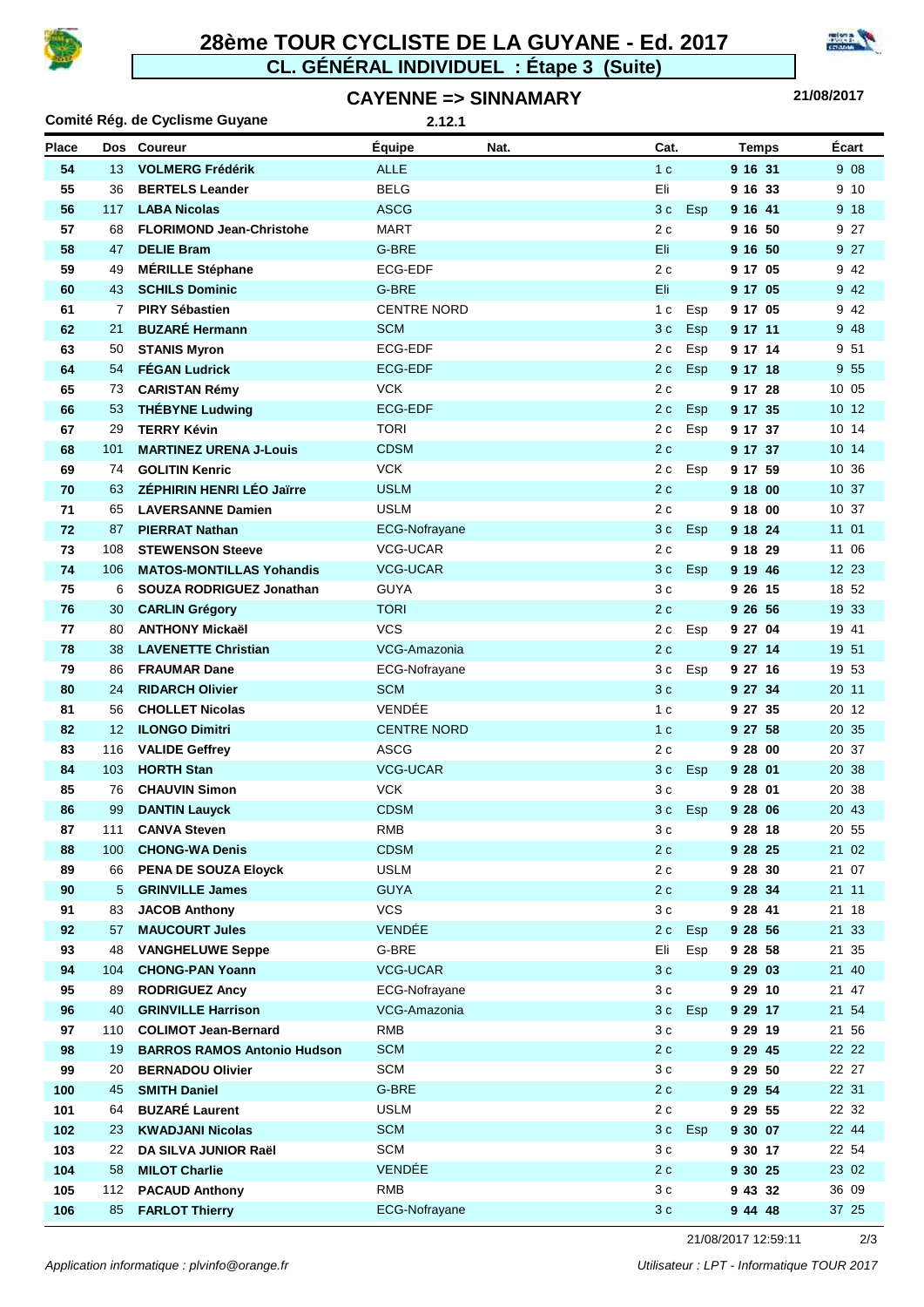# 28ème TOUR CYCLISTE DE LA GUYANE - Ed. 2017

## CL. GÉNÉRAL INDIVIDUEL : Étape 3 (Suite)

### CAYENNE => SINNAMARY

21/08/2017

**Comité Rég. de Cyclisme Guyane** 2.12.1

| Place | Dos | Coureur | Équipe | Nat. | Cat. | | Temps | Écart |
|---|---|---|---|---|---|---|---|---|
| 54 | 13 | **VOLMERG Frédérik** | ALLE | | 1 c | | **9 16 31** | 9 08 |
| 55 | 36 | **BERTELS Leander** | BELG | | Eli | | **9 16 33** | 9 10 |
| 56 | 117 | **LABA Nicolas** | ASCG | | 3 c | Esp | **9 16 41** | 9 18 |
| 57 | 68 | **FLORIMOND Jean-Christohe** | MART | | 2 c | | **9 16 50** | 9 27 |
| 58 | 47 | **DELIE Bram** | G-BRE | | Eli | | **9 16 50** | 9 27 |
| 59 | 49 | **MÉRILLE Stéphane** | ECG-EDF | | 2 c | | **9 17 05** | 9 42 |
| 60 | 43 | **SCHILS Dominic** | G-BRE | | Eli | | **9 17 05** | 9 42 |
| 61 | 7 | **PIRY Sébastien** | CENTRE NORD | | 1 c | Esp | **9 17 05** | 9 42 |
| 62 | 21 | **BUZARÉ Hermann** | SCM | | 3 c | Esp | **9 17 11** | 9 48 |
| 63 | 50 | **STANIS Myron** | ECG-EDF | | 2 c | Esp | **9 17 14** | 9 51 |
| 64 | 54 | **FÉGAN Ludrick** | ECG-EDF | | 2 c | Esp | **9 17 18** | 9 55 |
| 65 | 73 | **CARISTAN Rémy** | VCK | | 2 c | | **9 17 28** | 10 05 |
| 66 | 53 | **THÉBYNE Ludwing** | ECG-EDF | | 2 c | Esp | **9 17 35** | 10 12 |
| 67 | 29 | **TERRY Kévin** | TORI | | 2 c | Esp | **9 17 37** | 10 14 |
| 68 | 101 | **MARTINEZ URENA J-Louis** | CDSM | | 2 c | | **9 17 37** | 10 14 |
| 69 | 74 | **GOLITIN Kenric** | VCK | | 2 c | Esp | **9 17 59** | 10 36 |
| 70 | 63 | **ZÉPHIRIN HENRI LÉO Jaïrre** | USLM | | 2 c | | **9 18 00** | 10 37 |
| 71 | 65 | **LAVERSANNE Damien** | USLM | | 2 c | | **9 18 00** | 10 37 |
| 72 | 87 | **PIERRAT Nathan** | ECG-Nofrayane | | 3 c | Esp | **9 18 24** | 11 01 |
| 73 | 108 | **STEWENSON Steeve** | VCG-UCAR | | 2 c | | **9 18 29** | 11 06 |
| 74 | 106 | **MATOS-MONTILLAS Yohandis** | VCG-UCAR | | 3 c | Esp | **9 19 46** | 12 23 |
| 75 | 6 | **SOUZA RODRIGUEZ Jonathan** | GUYA | | 3 c | | **9 26 15** | 18 52 |
| 76 | 30 | **CARLIN Grégory** | TORI | | 2 c | | **9 26 56** | 19 33 |
| 77 | 80 | **ANTHONY Mickaël** | VCS | | 2 c | Esp | **9 27 04** | 19 41 |
| 78 | 38 | **LAVENETTE Christian** | VCG-Amazonia | | 2 c | | **9 27 14** | 19 51 |
| 79 | 86 | **FRAUMAR Dane** | ECG-Nofrayane | | 3 c | Esp | **9 27 16** | 19 53 |
| 80 | 24 | **RIDARCH Olivier** | SCM | | 3 c | | **9 27 34** | 20 11 |
| 81 | 56 | **CHOLLET Nicolas** | VENDÉE | | 1 c | | **9 27 35** | 20 12 |
| 82 | 12 | **ILONGO Dimitri** | CENTRE NORD | | 1 c | | **9 27 58** | 20 35 |
| 83 | 116 | **VALIDE Geffrey** | ASCG | | 2 c | | **9 28 00** | 20 37 |
| 84 | 103 | **HORTH Stan** | VCG-UCAR | | 3 c | Esp | **9 28 01** | 20 38 |
| 85 | 76 | **CHAUVIN Simon** | VCK | | 3 c | | **9 28 01** | 20 38 |
| 86 | 99 | **DANTIN Lauyck** | CDSM | | 3 c | Esp | **9 28 06** | 20 43 |
| 87 | 111 | **CANVA Steven** | RMB | | 3 c | | **9 28 18** | 20 55 |
| 88 | 100 | **CHONG-WA Denis** | CDSM | | 2 c | | **9 28 25** | 21 02 |
| 89 | 66 | **PENA DE SOUZA Eloyck** | USLM | | 2 c | | **9 28 30** | 21 07 |
| 90 | 5 | **GRINVILLE James** | GUYA | | 2 c | | **9 28 34** | 21 11 |
| 91 | 83 | **JACOB Anthony** | VCS | | 3 c | | **9 28 41** | 21 18 |
| 92 | 57 | **MAUCOURT Jules** | VENDÉE | | 2 c | Esp | **9 28 56** | 21 33 |
| 93 | 48 | **VANGHELUWE Seppe** | G-BRE | | Eli | Esp | **9 28 58** | 21 35 |
| 94 | 104 | **CHONG-PAN Yoann** | VCG-UCAR | | 3 c | | **9 29 03** | 21 40 |
| 95 | 89 | **RODRIGUEZ Ancy** | ECG-Nofrayane | | 3 c | | **9 29 10** | 21 47 |
| 96 | 40 | **GRINVILLE Harrison** | VCG-Amazonia | | 3 c | Esp | **9 29 17** | 21 54 |
| 97 | 110 | **COLIMOT Jean-Bernard** | RMB | | 3 c | | **9 29 19** | 21 56 |
| 98 | 19 | **BARROS RAMOS Antonio Hudson** | SCM | | 2 c | | **9 29 45** | 22 22 |
| 99 | 20 | **BERNADOU Olivier** | SCM | | 3 c | | **9 29 50** | 22 27 |
| 100 | 45 | **SMITH Daniel** | G-BRE | | 2 c | | **9 29 54** | 22 31 |
| 101 | 64 | **BUZARÉ Laurent** | USLM | | 2 c | | **9 29 55** | 22 32 |
| 102 | 23 | **KWADJANI Nicolas** | SCM | | 3 c | Esp | **9 30 07** | 22 44 |
| 103 | 22 | **DA SILVA JUNIOR Raël** | SCM | | 3 c | | **9 30 17** | 22 54 |
| 104 | 58 | **MILOT Charlie** | VENDÉE | | 2 c | | **9 30 25** | 23 02 |
| 105 | 112 | **PACAUD Anthony** | RMB | | 3 c | | **9 43 32** | 36 09 |
| 106 | 85 | **FARLOT Thierry** | ECG-Nofrayane | | 3 c | | **9 44 48** | 37 25 |

21/08/2017 12:59:11

*Application informatique : plvinfo@orange.fr*

*Utilisateur : LPT - Informatique TOUR 2017*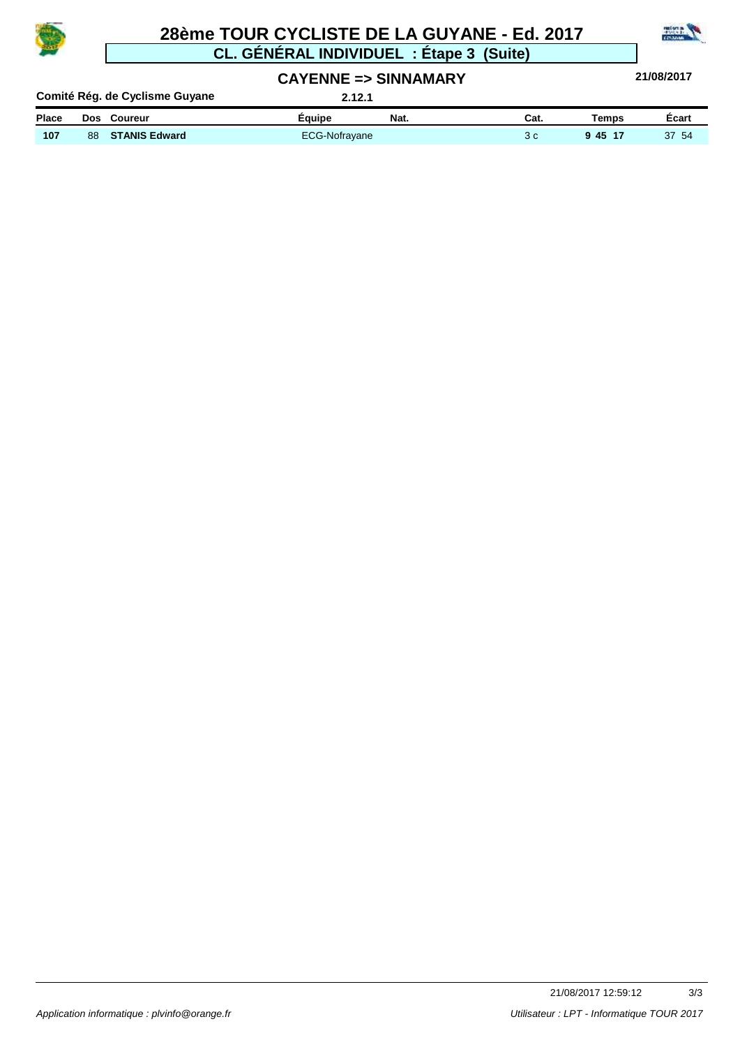# 28ème TOUR CYCLISTE DE LA GUYANE - Ed. 2017

## CL. GÉNÉRAL INDIVIDUEL : Étape 3 (Suite)

### CAYENNE => SINNAMARY

21/08/2017

**Comité Rég. de Cyclisme Guyane** **2.12.1**

| Place | Dos | Coureur | Équipe | Nat. | Cat. | Temps | Écart |
|---|---|---|---|---|---|---|---|
| **107** | 88 | **STANIS Edward** | ECG-Nofrayane | | 3 c | **9 45 17** | 37 54 |

21/08/2017 12:59:12

*Application informatique : plvinfo@orange.fr*

*Utilisateur : LPT - Informatique TOUR 2017*